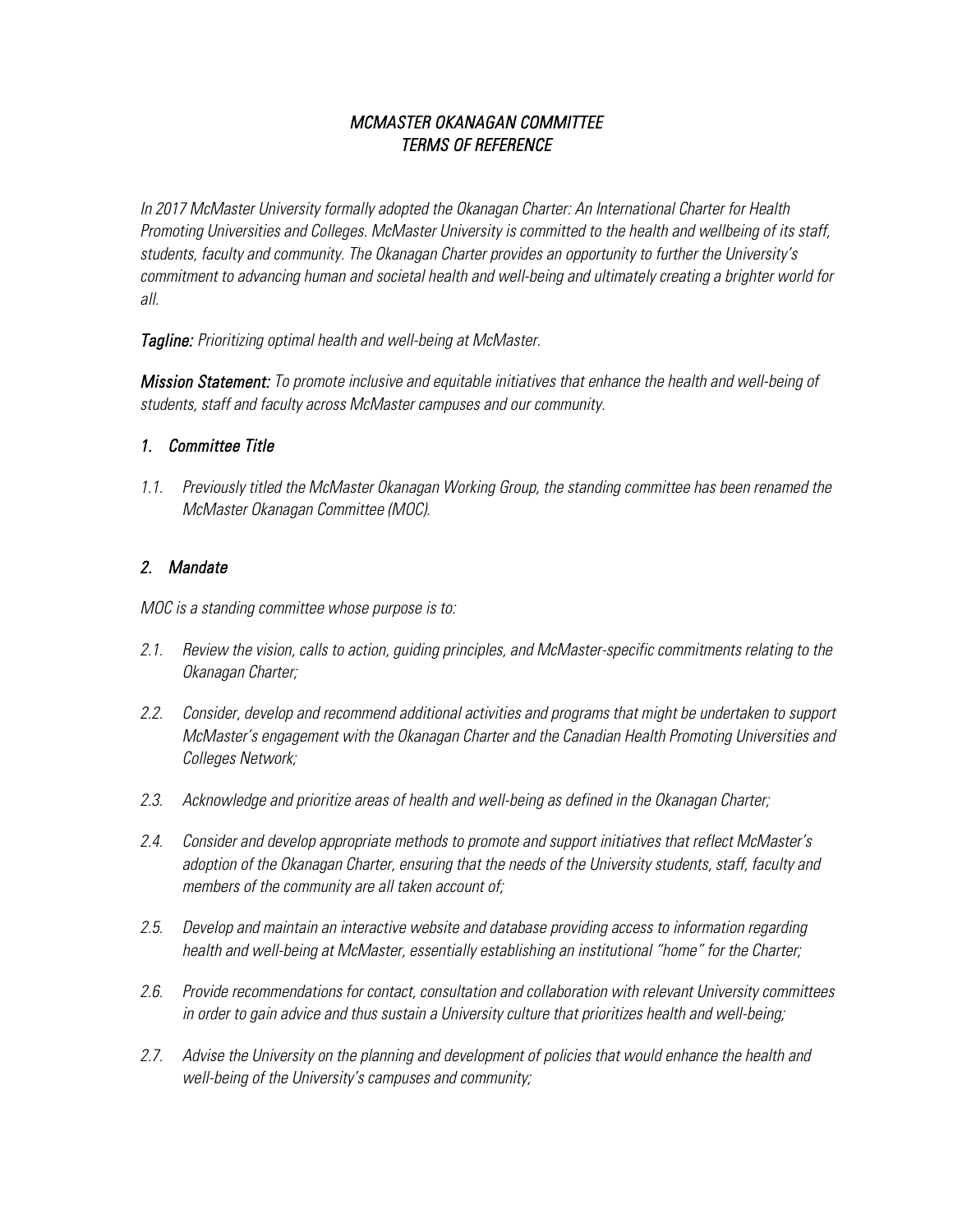# *MCMASTER OKANAGAN COMMITTEE*
# *TERMS OF REFERENCE*

*In 2017 McMaster University formally adopted the Okanagan Charter: An International Charter for Health Promoting Universities and Colleges. McMaster University is committed to the health and wellbeing of its staff, students, faculty and community. The Okanagan Charter provides an opportunity to further the University's commitment to advancing human and societal health and well-being and ultimately creating a brighter world for all.*

***Tagline:*** *Prioritizing optimal health and well-being at McMaster.*

***Mission Statement:*** *To promote inclusive and equitable initiatives that enhance the health and well-being of students, staff and faculty across McMaster campuses and our community.*

## *1. Committee Title*

*1.1. Previously titled the McMaster Okanagan Working Group, the standing committee has been renamed the McMaster Okanagan Committee (MOC).*

## *2. Mandate*

*MOC is a standing committee whose purpose is to:*

*2.1. Review the vision, calls to action, guiding principles, and McMaster-specific commitments relating to the Okanagan Charter;*

*2.2. Consider, develop and recommend additional activities and programs that might be undertaken to support McMaster's engagement with the Okanagan Charter and the Canadian Health Promoting Universities and Colleges Network;*

*2.3. Acknowledge and prioritize areas of health and well-being as defined in the Okanagan Charter;*

*2.4. Consider and develop appropriate methods to promote and support initiatives that reflect McMaster's adoption of the Okanagan Charter, ensuring that the needs of the University students, staff, faculty and members of the community are all taken account of;*

*2.5. Develop and maintain an interactive website and database providing access to information regarding health and well-being at McMaster, essentially establishing an institutional "home" for the Charter;*

*2.6. Provide recommendations for contact, consultation and collaboration with relevant University committees in order to gain advice and thus sustain a University culture that prioritizes health and well-being;*

*2.7. Advise the University on the planning and development of policies that would enhance the health and well-being of the University's campuses and community;*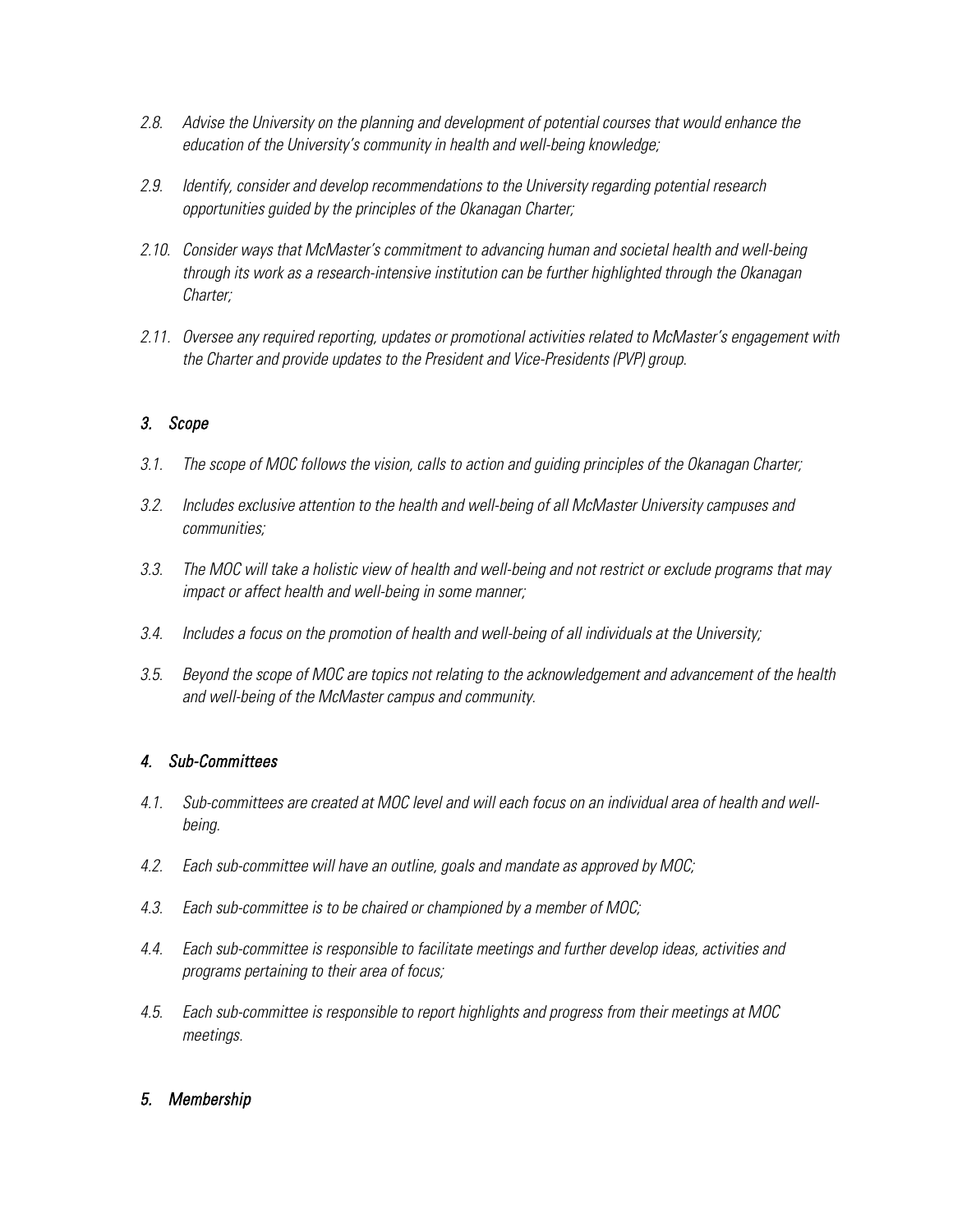*2.8. Advise the University on the planning and development of potential courses that would enhance the education of the University's community in health and well-being knowledge;*

*2.9. Identify, consider and develop recommendations to the University regarding potential research opportunities guided by the principles of the Okanagan Charter;*

*2.10. Consider ways that McMaster's commitment to advancing human and societal health and well-being through its work as a research-intensive institution can be further highlighted through the Okanagan Charter;*

*2.11. Oversee any required reporting, updates or promotional activities related to McMaster's engagement with the Charter and provide updates to the President and Vice-Presidents (PVP) group.*

## *3. Scope*

*3.1. The scope of MOC follows the vision, calls to action and guiding principles of the Okanagan Charter;*

*3.2. Includes exclusive attention to the health and well-being of all McMaster University campuses and communities;*

*3.3. The MOC will take a holistic view of health and well-being and not restrict or exclude programs that may impact or affect health and well-being in some manner;*

*3.4. Includes a focus on the promotion of health and well-being of all individuals at the University;*

*3.5. Beyond the scope of MOC are topics not relating to the acknowledgement and advancement of the health and well-being of the McMaster campus and community.*

## *4. Sub-Committees*

*4.1. Sub-committees are created at MOC level and will each focus on an individual area of health and well-being.*

*4.2. Each sub-committee will have an outline, goals and mandate as approved by MOC;*

*4.3. Each sub-committee is to be chaired or championed by a member of MOC;*

*4.4. Each sub-committee is responsible to facilitate meetings and further develop ideas, activities and programs pertaining to their area of focus;*

*4.5. Each sub-committee is responsible to report highlights and progress from their meetings at MOC meetings.*

## *5. Membership*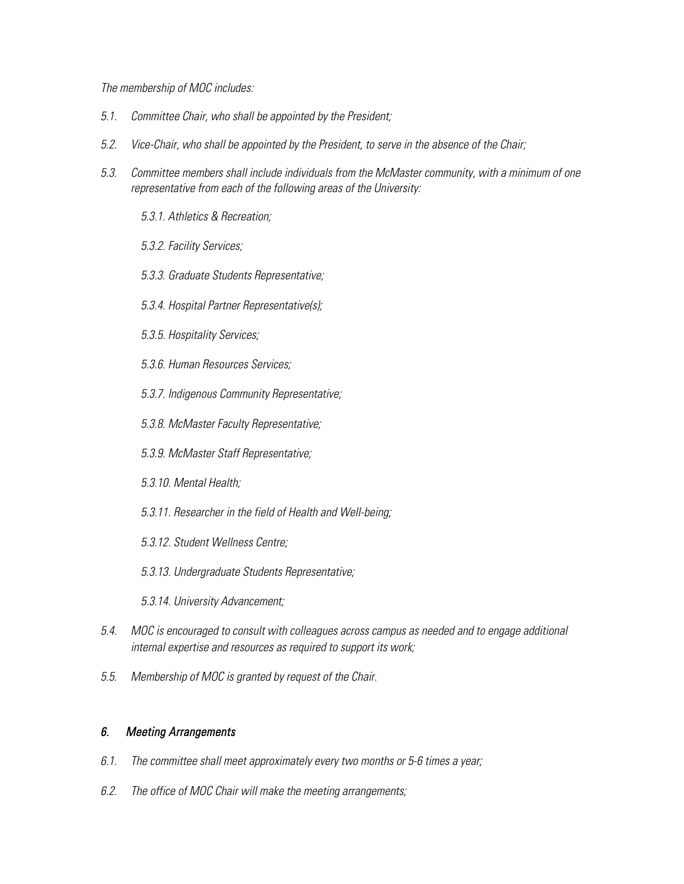*The membership of MOC includes:*

*5.1. Committee Chair, who shall be appointed by the President;*

*5.2. Vice-Chair, who shall be appointed by the President, to serve in the absence of the Chair;*

*5.3. Committee members shall include individuals from the McMaster community, with a minimum of one representative from each of the following areas of the University:*

*5.3.1. Athletics & Recreation;*

*5.3.2. Facility Services;*

*5.3.3. Graduate Students Representative;*

*5.3.4. Hospital Partner Representative(s);*

*5.3.5. Hospitality Services;*

*5.3.6. Human Resources Services;*

*5.3.7. Indigenous Community Representative;*

*5.3.8. McMaster Faculty Representative;*

*5.3.9. McMaster Staff Representative;*

*5.3.10. Mental Health;*

*5.3.11. Researcher in the field of Health and Well-being;*

*5.3.12. Student Wellness Centre;*

*5.3.13. Undergraduate Students Representative;*

*5.3.14. University Advancement;*

*5.4. MOC is encouraged to consult with colleagues across campus as needed and to engage additional internal expertise and resources as required to support its work;*

*5.5. Membership of MOC is granted by request of the Chair.*

## *6. Meeting Arrangements*

*6.1. The committee shall meet approximately every two months or 5-6 times a year;*

*6.2. The office of MOC Chair will make the meeting arrangements;*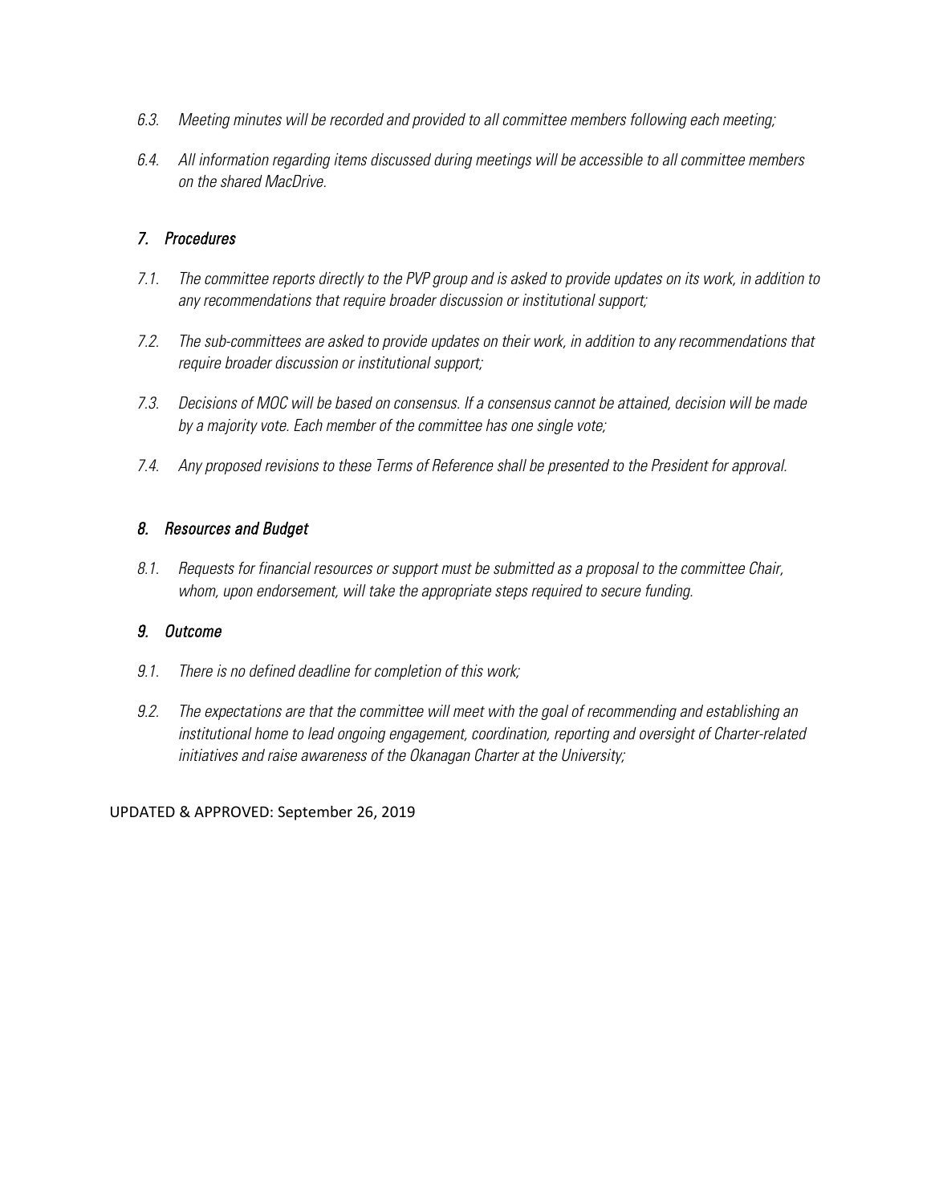*6.3. Meeting minutes will be recorded and provided to all committee members following each meeting;*

*6.4. All information regarding items discussed during meetings will be accessible to all committee members on the shared MacDrive.*

## *7. Procedures*

*7.1. The committee reports directly to the PVP group and is asked to provide updates on its work, in addition to any recommendations that require broader discussion or institutional support;*

*7.2. The sub-committees are asked to provide updates on their work, in addition to any recommendations that require broader discussion or institutional support;*

*7.3. Decisions of MOC will be based on consensus. If a consensus cannot be attained, decision will be made by a majority vote. Each member of the committee has one single vote;*

*7.4. Any proposed revisions to these Terms of Reference shall be presented to the President for approval.*

## *8. Resources and Budget*

*8.1. Requests for financial resources or support must be submitted as a proposal to the committee Chair, whom, upon endorsement, will take the appropriate steps required to secure funding.*

## *9. Outcome*

*9.1. There is no defined deadline for completion of this work;*

*9.2. The expectations are that the committee will meet with the goal of recommending and establishing an institutional home to lead ongoing engagement, coordination, reporting and oversight of Charter-related initiatives and raise awareness of the Okanagan Charter at the University;*

UPDATED & APPROVED: September 26, 2019